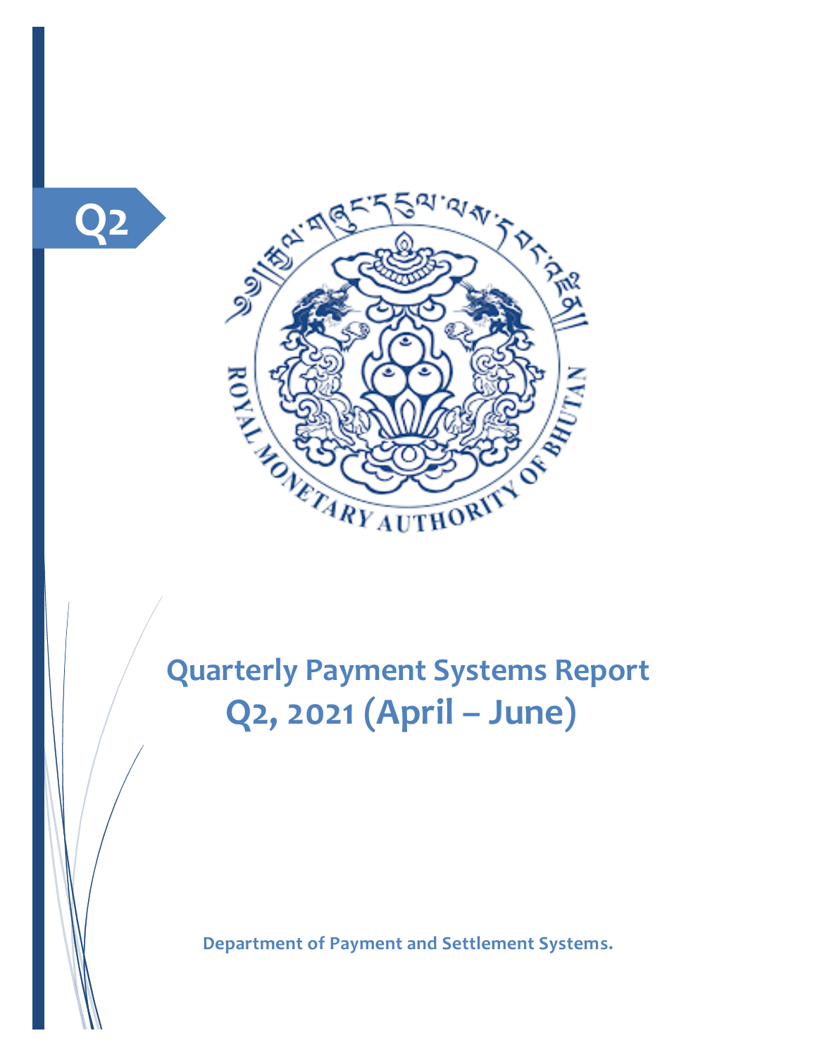Q2

# Quarterly Payment Systems Report
# Q2, 2021 (April – June)

**Department of Payment and Settlement Systems.**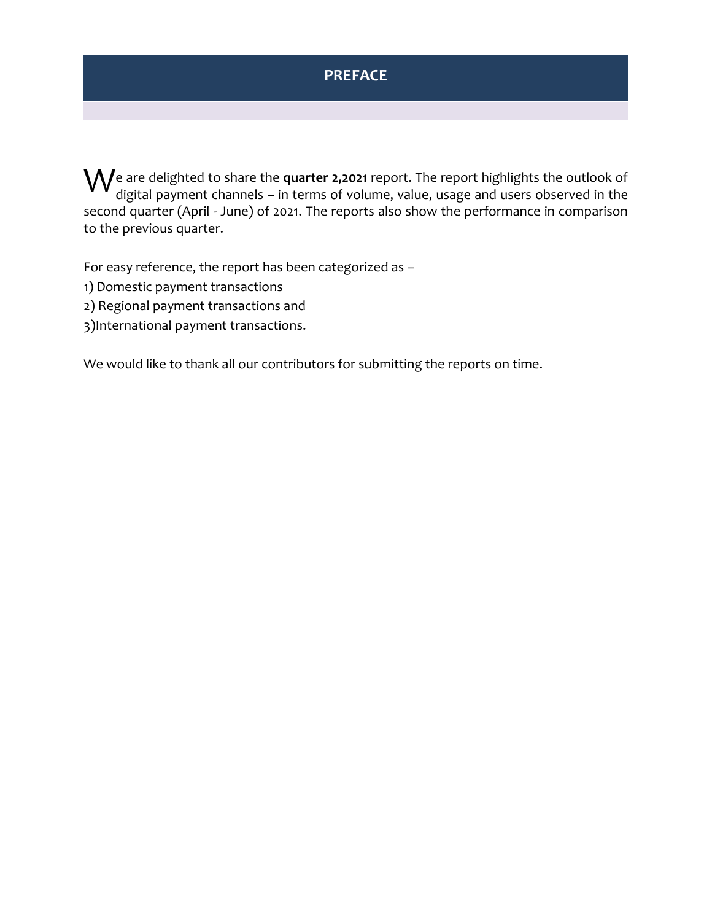# PREFACE

We are delighted to share the **quarter 2,2021** report. The report highlights the outlook of digital payment channels – in terms of volume, value, usage and users observed in the second quarter (April - June) of 2021. The reports also show the performance in comparison to the previous quarter.

For easy reference, the report has been categorized as –

1) Domestic payment transactions
2) Regional payment transactions and
3)International payment transactions.

We would like to thank all our contributors for submitting the reports on time.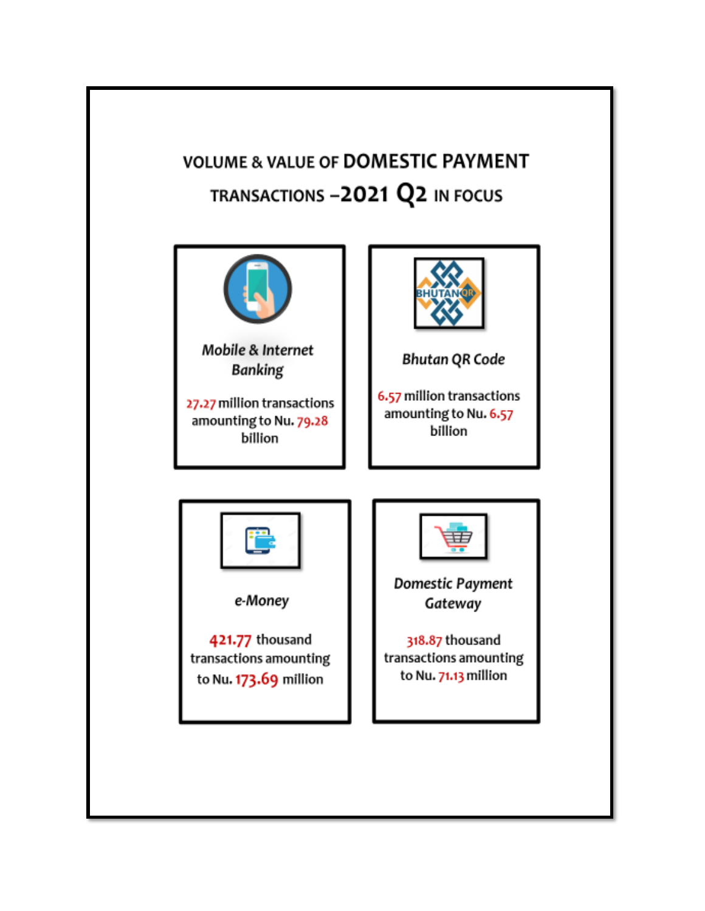# VOLUME & VALUE OF DOMESTIC PAYMENT TRANSACTIONS –2021 Q2 IN FOCUS

### *Mobile & Internet Banking*

27.27 million transactions amounting to Nu. 79.28 billion

### *Bhutan QR Code*

6.57 million transactions amounting to Nu. 6.57 billion

### *e-Money*

421.77 thousand transactions amounting to Nu. 173.69 million

### *Domestic Payment Gateway*

318.87 thousand transactions amounting to Nu. 71.13 million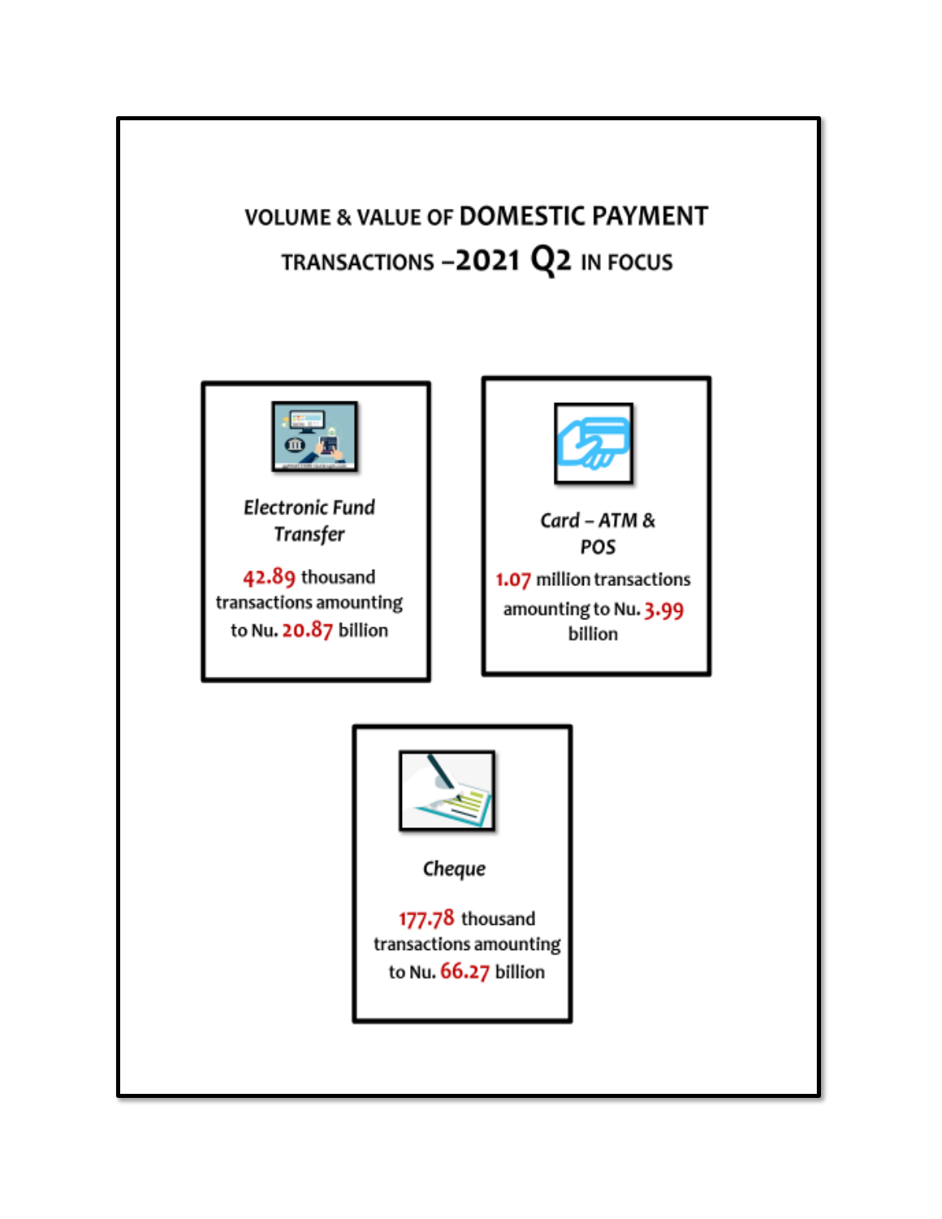# VOLUME & VALUE OF DOMESTIC PAYMENT TRANSACTIONS –2021 Q2 IN FOCUS

### *Electronic Fund Transfer*

42.89 thousand transactions amounting to Nu. 20.87 billion

### *Card – ATM & POS*

1.07 million transactions amounting to Nu. 3.99 billion

### *Cheque*

177.78 thousand transactions amounting to Nu. 66.27 billion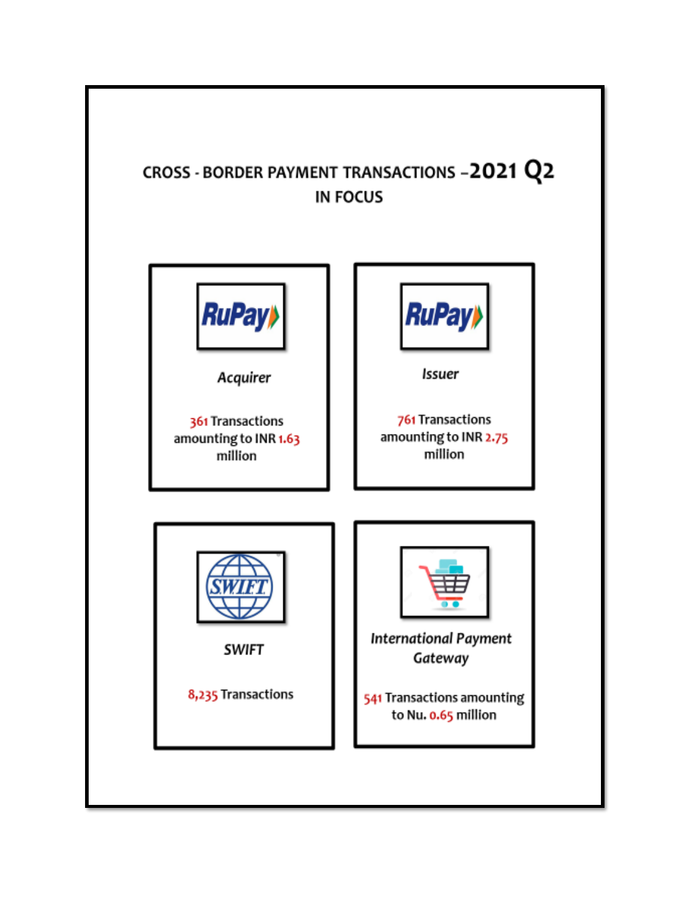# CROSS - BORDER PAYMENT TRANSACTIONS –2021 Q2
## IN FOCUS

### *Acquirer*

361 Transactions amounting to INR 1.63 million

### *Issuer*

761 Transactions amounting to INR 2.75 million

### *SWIFT*

8,235 Transactions

### *International Payment Gateway*

541 Transactions amounting to Nu. 0.65 million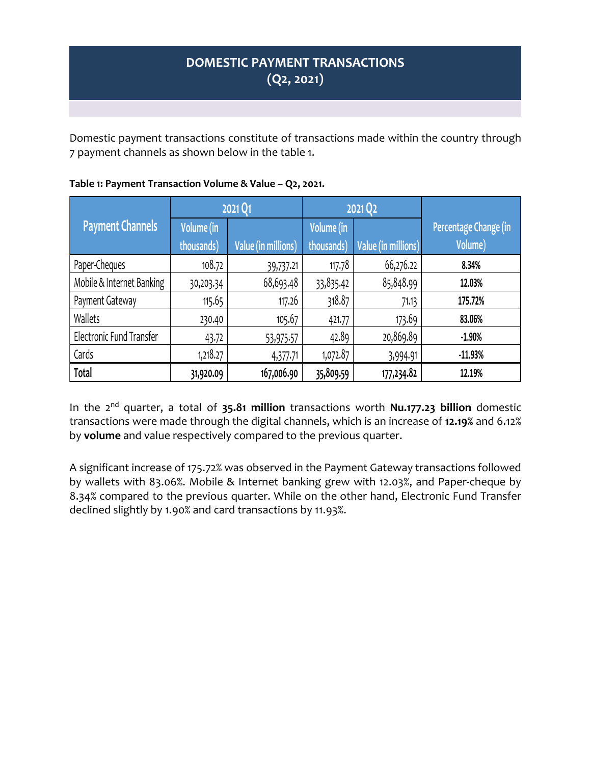# DOMESTIC PAYMENT TRANSACTIONS (Q2, 2021)

Domestic payment transactions constitute of transactions made within the country through 7 payment channels as shown below in the table 1.

**Table 1: Payment Transaction Volume & Value – Q2, 2021.**

| Payment Channels | 2021 Q1 | | 2021 Q2 | | Percentage Change (in Volume) |
|---|---|---|---|---|---|
| | Volume (in thousands) | Value (in millions) | Volume (in thousands) | Value (in millions) | |
| Paper-Cheques | 108.72 | 39,737.21 | 117.78 | 66,276.22 | **8.34%** |
| Mobile & Internet Banking | 30,203.34 | 68,693.48 | 33,835.42 | 85,848.99 | **12.03%** |
| Payment Gateway | 115.65 | 117.26 | 318.87 | 71.13 | **175.72%** |
| Wallets | 230.40 | 105.67 | 421.77 | 173.69 | **83.06%** |
| Electronic Fund Transfer | 43.72 | 53,975.57 | 42.89 | 20,869.89 | **-1.90%** |
| Cards | 1,218.27 | 4,377.71 | 1,072.87 | 3,994.91 | **-11.93%** |
| **Total** | **31,920.09** | **167,006.90** | **35,809.59** | **177,234.82** | **12.19%** |

In the 2nd quarter, a total of **35.81 million** transactions worth **Nu.177.23 billion** domestic transactions were made through the digital channels, which is an increase of **12.19%** and 6.12% by **volume** and value respectively compared to the previous quarter.

A significant increase of 175.72% was observed in the Payment Gateway transactions followed by wallets with 83.06%. Mobile & Internet banking grew with 12.03%, and Paper-cheque by 8.34% compared to the previous quarter. While on the other hand, Electronic Fund Transfer declined slightly by 1.90% and card transactions by 11.93%.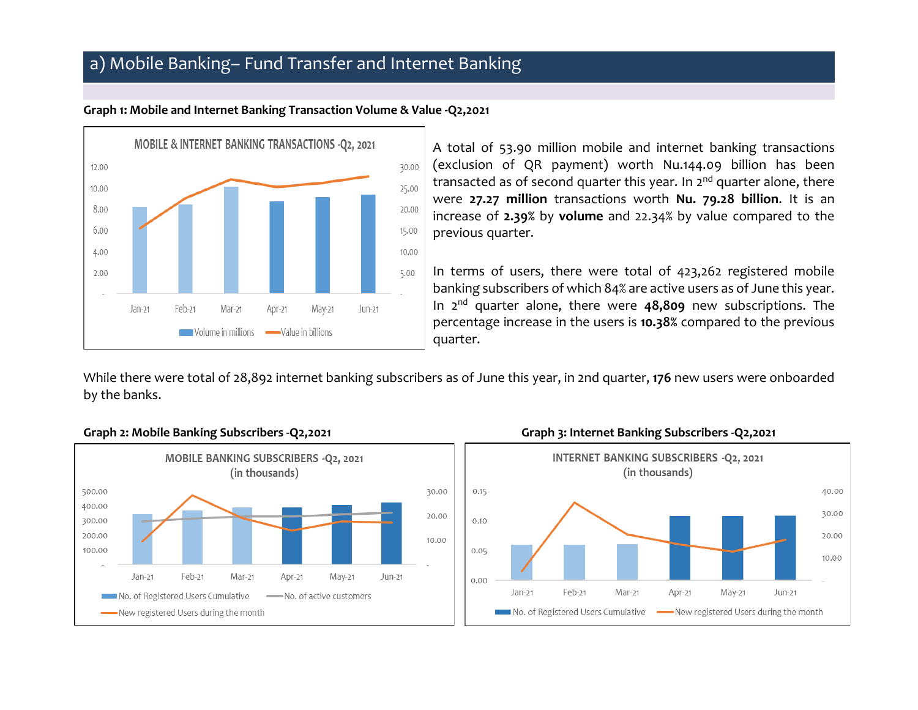## a) Mobile Banking– Fund Transfer and Internet Banking

**Graph 1: Mobile and Internet Banking Transaction Volume & Value -Q2,2021**

A total of 53.90 million mobile and internet banking transactions (exclusion of QR payment) worth Nu.144.09 billion has been transacted as of second quarter this year. In 2nd quarter alone, there were **27.27 million** transactions worth **Nu. 79.28 billion**. It is an increase of **2.39%** by **volume** and 22.34% by value compared to the previous quarter.

In terms of users, there were total of 423,262 registered mobile banking subscribers of which 84% are active users as of June this year. In 2nd quarter alone, there were **48,809** new subscriptions. The percentage increase in the users is **10.38%** compared to the previous quarter.

While there were total of 28,892 internet banking subscribers as of June this year, in 2nd quarter, **176** new users were onboarded by the banks.

**Graph 2: Mobile Banking Subscribers -Q2,2021**

**Graph 3: Internet Banking Subscribers -Q2,2021**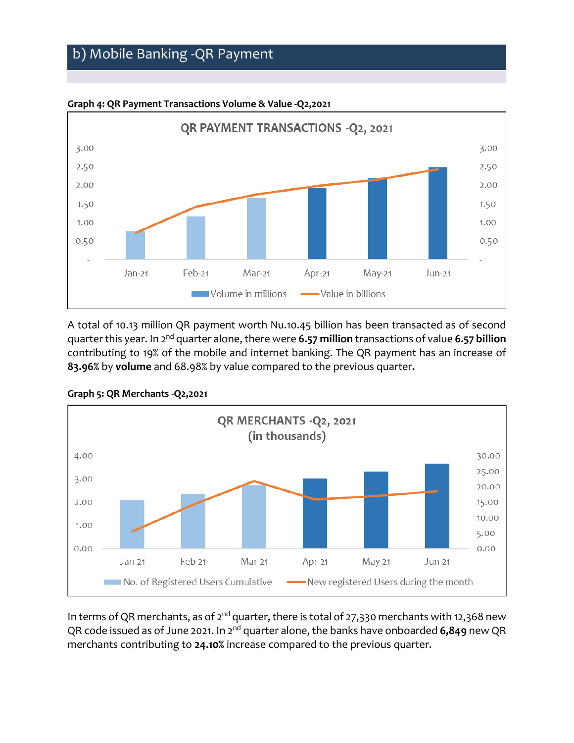## b) Mobile Banking -QR Payment

**Graph 4: QR Payment Transactions Volume & Value -Q2,2021**

QR PAYMENT TRANSACTIONS -Q2, 2021

A total of 10.13 million QR payment worth Nu.10.45 billion has been transacted as of second quarter this year. In 2nd quarter alone, there were **6.57 million** transactions of value **6.57 billion** contributing to 19% of the mobile and internet banking. The QR payment has an increase of **83.96%** by **volume** and 68.98% by value compared to the previous quarter**.**

**Graph 5: QR Merchants -Q2,2021**

QR MERCHANTS -Q2, 2021 (in thousands)

In terms of QR merchants, as of 2nd quarter, there is total of 27,330 merchants with 12,368 new QR code issued as of June 2021. In 2nd quarter alone, the banks have onboarded **6,849** new QR merchants contributing to **24.10%** increase compared to the previous quarter.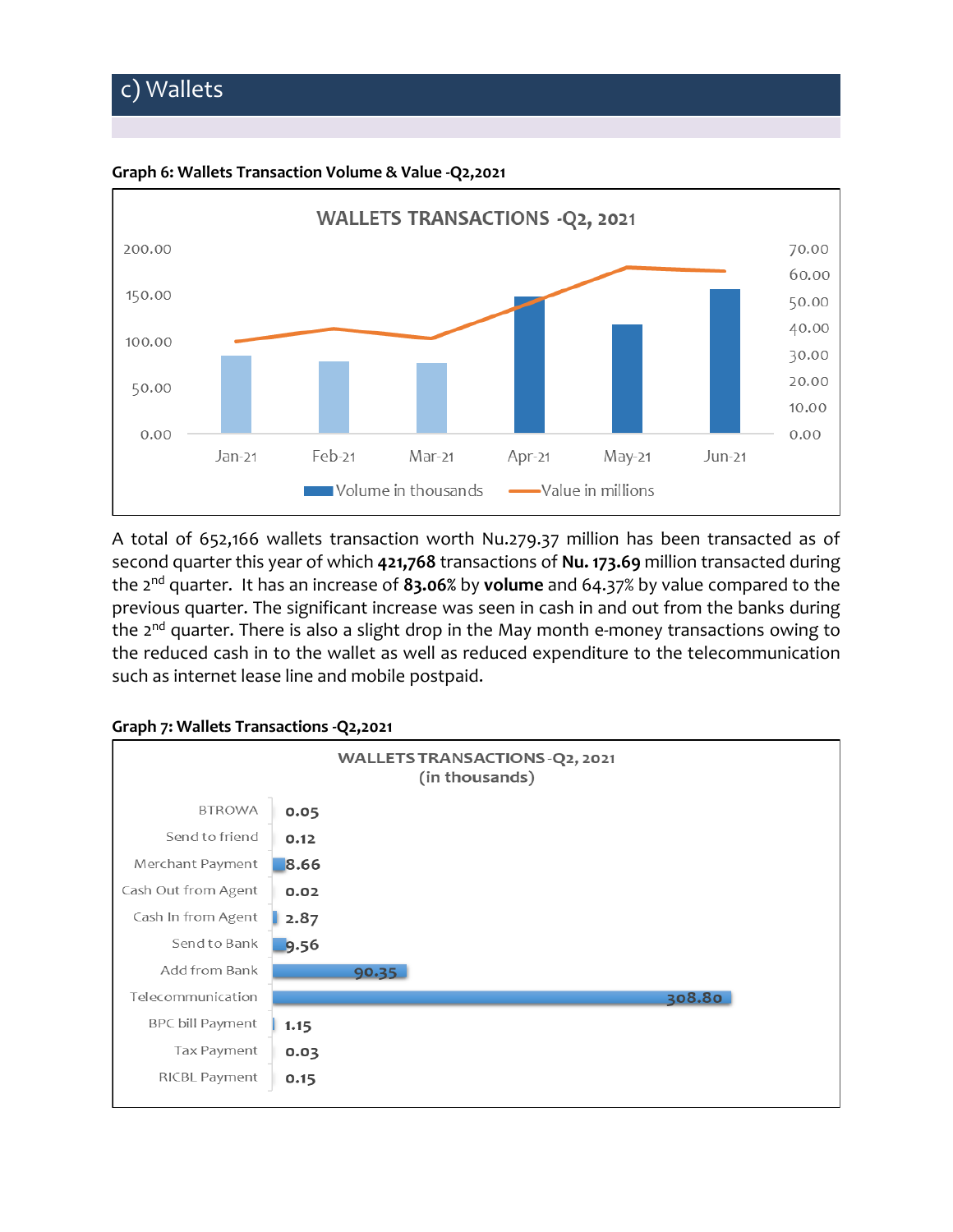## c) Wallets

**Graph 6: Wallets Transaction Volume & Value -Q2,2021**

A total of 652,166 wallets transaction worth Nu.279.37 million has been transacted as of second quarter this year of which **421,768** transactions of **Nu. 173.69** million transacted during the 2nd quarter. It has an increase of **83.06%** by **volume** and 64.37% by value compared to the previous quarter. The significant increase was seen in cash in and out from the banks during the 2nd quarter. There is also a slight drop in the May month e-money transactions owing to the reduced cash in to the wallet as well as reduced expenditure to the telecommunication such as internet lease line and mobile postpaid.

**Graph 7: Wallets Transactions -Q2,2021**

WALLETS TRANSACTIONS -Q2, 2021 (in thousands)

| Category | Value |
|---|---|
| BTROWA | 0.05 |
| Send to friend | 0.12 |
| Merchant Payment | 8.66 |
| Cash Out from Agent | 0.02 |
| Cash In from Agent | 2.87 |
| Send to Bank | 9.56 |
| Add from Bank | 90.35 |
| Telecommunication | 308.80 |
| BPC bill Payment | 1.15 |
| Tax Payment | 0.03 |
| RICBL Payment | 0.15 |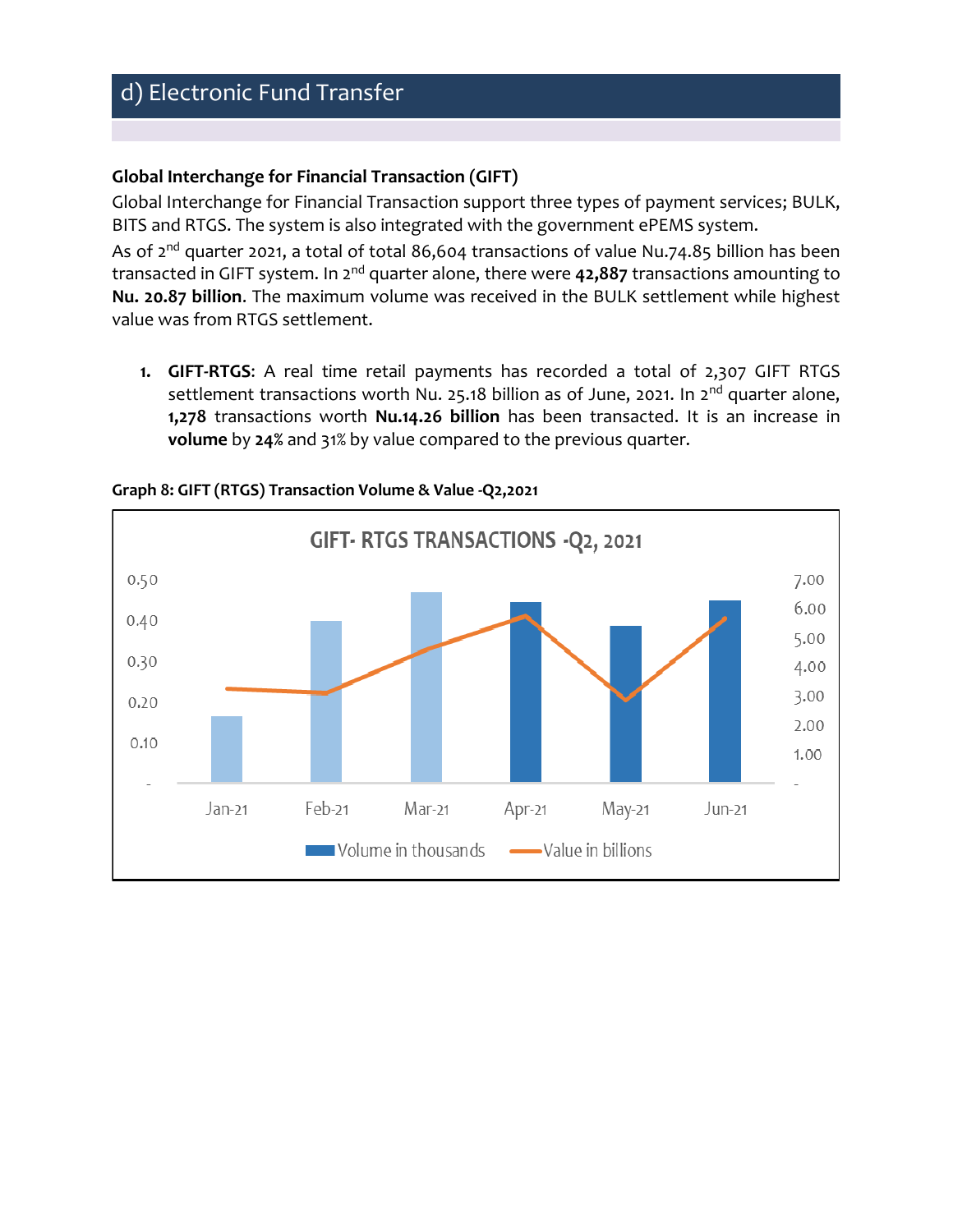## d) Electronic Fund Transfer

**Global Interchange for Financial Transaction (GIFT)**

Global Interchange for Financial Transaction support three types of payment services; BULK, BITS and RTGS. The system is also integrated with the government ePEMS system.

As of 2nd quarter 2021, a total of total 86,604 transactions of value Nu.74.85 billion has been transacted in GIFT system. In 2nd quarter alone, there were **42,887** transactions amounting to **Nu. 20.87 billion**. The maximum volume was received in the BULK settlement while highest value was from RTGS settlement.

1. **GIFT-RTGS**: A real time retail payments has recorded a total of 2,307 GIFT RTGS settlement transactions worth Nu. 25.18 billion as of June, 2021. In 2nd quarter alone, **1,278** transactions worth **Nu.14.26 billion** has been transacted. It is an increase in **volume** by **24%** and 31% by value compared to the previous quarter.

**Graph 8: GIFT (RTGS) Transaction Volume & Value -Q2,2021**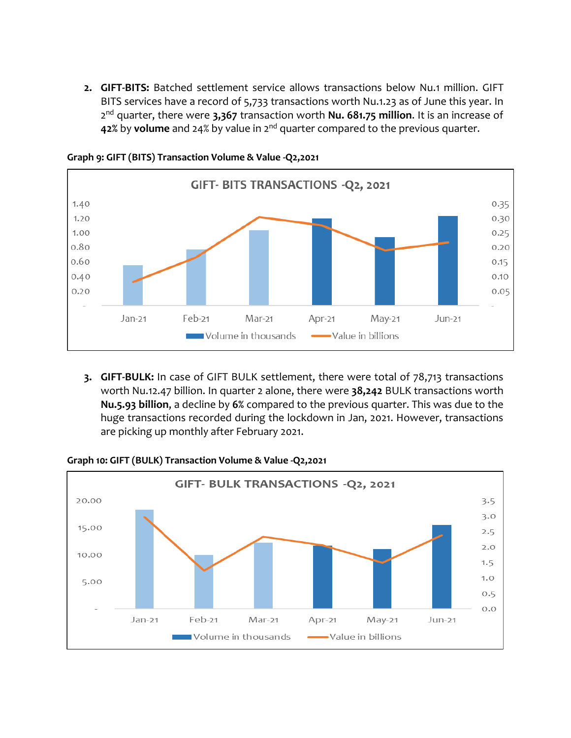2. **GIFT-BITS:** Batched settlement service allows transactions below Nu.1 million. GIFT BITS services have a record of 5,733 transactions worth Nu.1.23 as of June this year. In 2nd quarter, there were **3,367** transaction worth **Nu. 681.75 million**. It is an increase of **42%** by **volume** and 24% by value in 2nd quarter compared to the previous quarter.

**Graph 9: GIFT (BITS) Transaction Volume & Value -Q2,2021**

3. **GIFT-BULK:** In case of GIFT BULK settlement, there were total of 78,713 transactions worth Nu.12.47 billion. In quarter 2 alone, there were **38,242** BULK transactions worth **Nu.5.93 billion**, a decline by **6%** compared to the previous quarter. This was due to the huge transactions recorded during the lockdown in Jan, 2021. However, transactions are picking up monthly after February 2021.

**Graph 10: GIFT (BULK) Transaction Volume & Value -Q2,2021**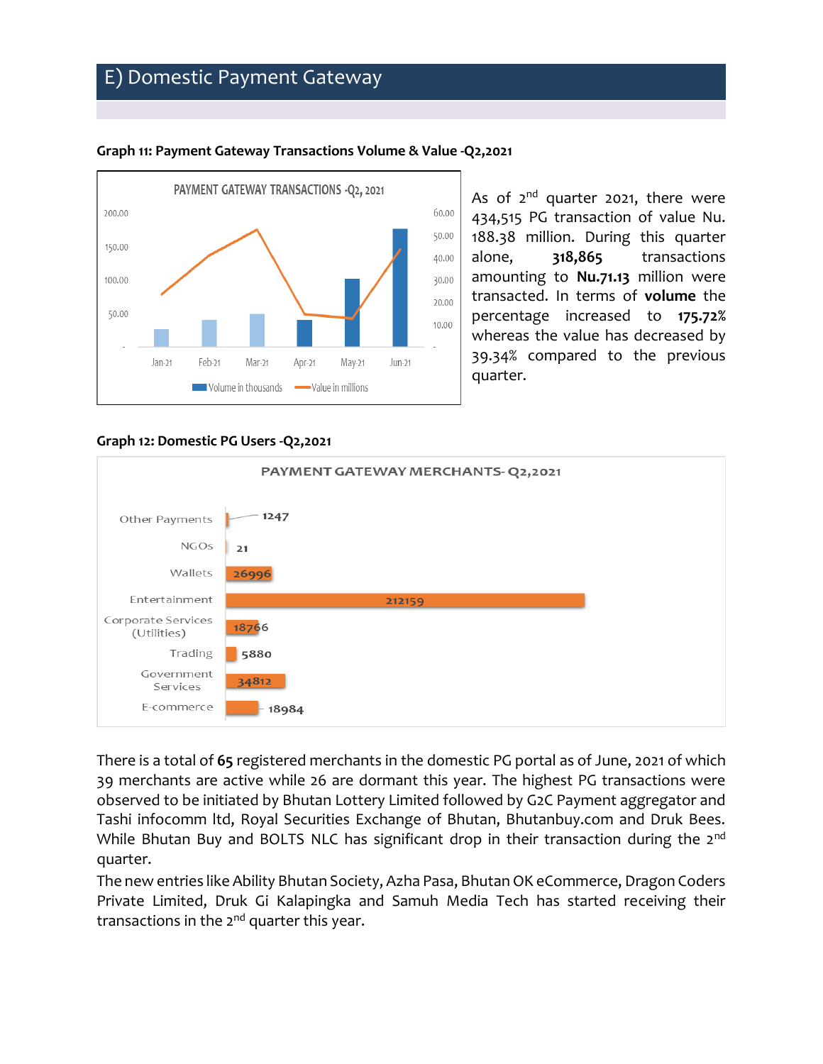## E) Domestic Payment Gateway

**Graph 11: Payment Gateway Transactions Volume & Value -Q2,2021**

As of 2nd quarter 2021, there were 434,515 PG transaction of value Nu. 188.38 million. During this quarter alone, **318,865** transactions amounting to **Nu.71.13** million were transacted. In terms of **volume** the percentage increased to **175.72%** whereas the value has decreased by 39.34% compared to the previous quarter.

**Graph 12: Domestic PG Users -Q2,2021**

There is a total of **65** registered merchants in the domestic PG portal as of June, 2021 of which 39 merchants are active while 26 are dormant this year. The highest PG transactions were observed to be initiated by Bhutan Lottery Limited followed by G2C Payment aggregator and Tashi infocomm ltd, Royal Securities Exchange of Bhutan, Bhutanbuy.com and Druk Bees. While Bhutan Buy and BOLTS NLC has significant drop in their transaction during the 2nd quarter.

The new entries like Ability Bhutan Society, Azha Pasa, Bhutan OK eCommerce, Dragon Coders Private Limited, Druk Gi Kalapingka and Samuh Media Tech has started receiving their transactions in the 2nd quarter this year.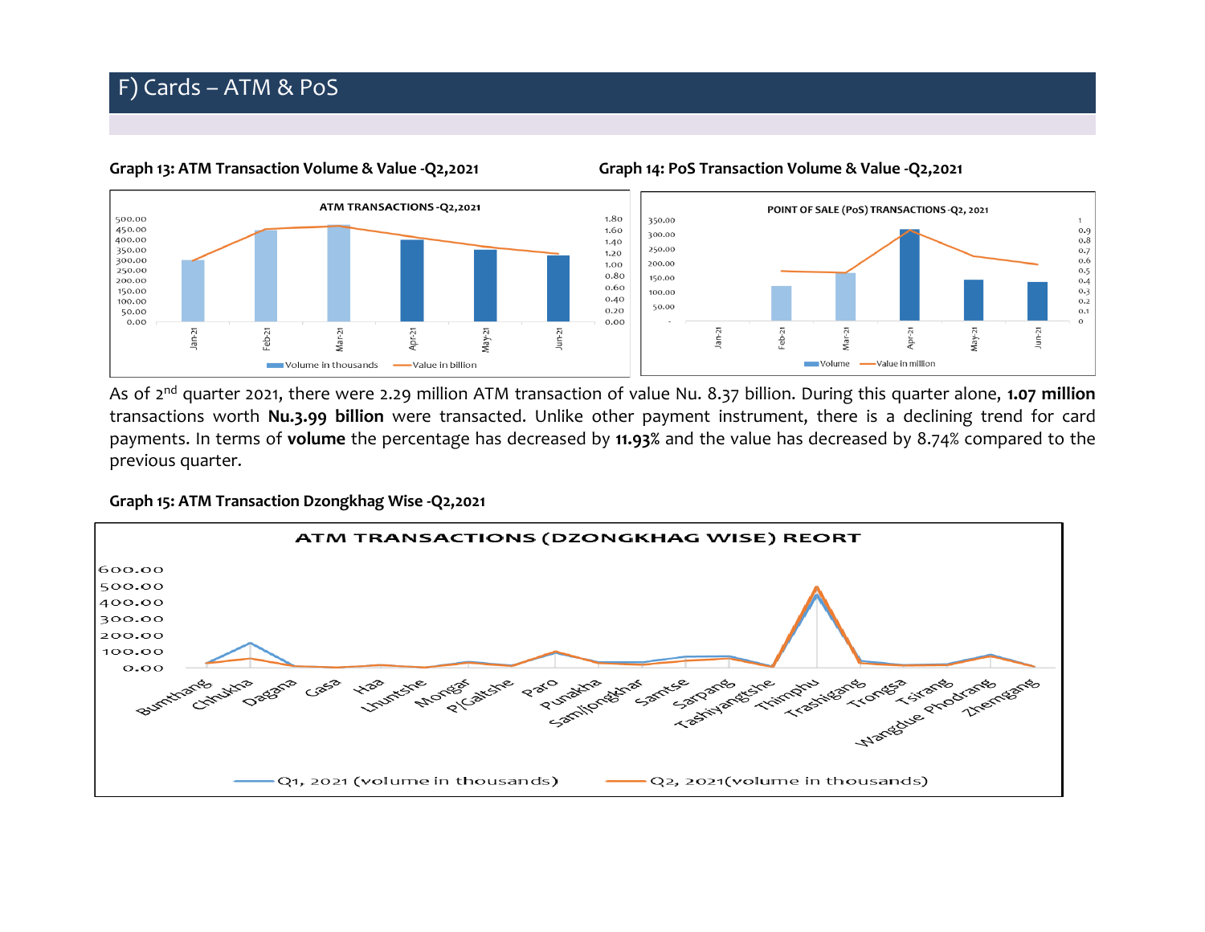# F) Cards – ATM & PoS

**Graph 13: ATM Transaction Volume & Value -Q2,2021**

**Graph 14: PoS Transaction Volume & Value -Q2,2021**

As of 2nd quarter 2021, there were 2.29 million ATM transaction of value Nu. 8.37 billion. During this quarter alone, **1.07 million** transactions worth **Nu.3.99 billion** were transacted. Unlike other payment instrument, there is a declining trend for card payments. In terms of **volume** the percentage has decreased by **11.93%** and the value has decreased by 8.74% compared to the previous quarter.

**Graph 15: ATM Transaction Dzongkhag Wise -Q2,2021**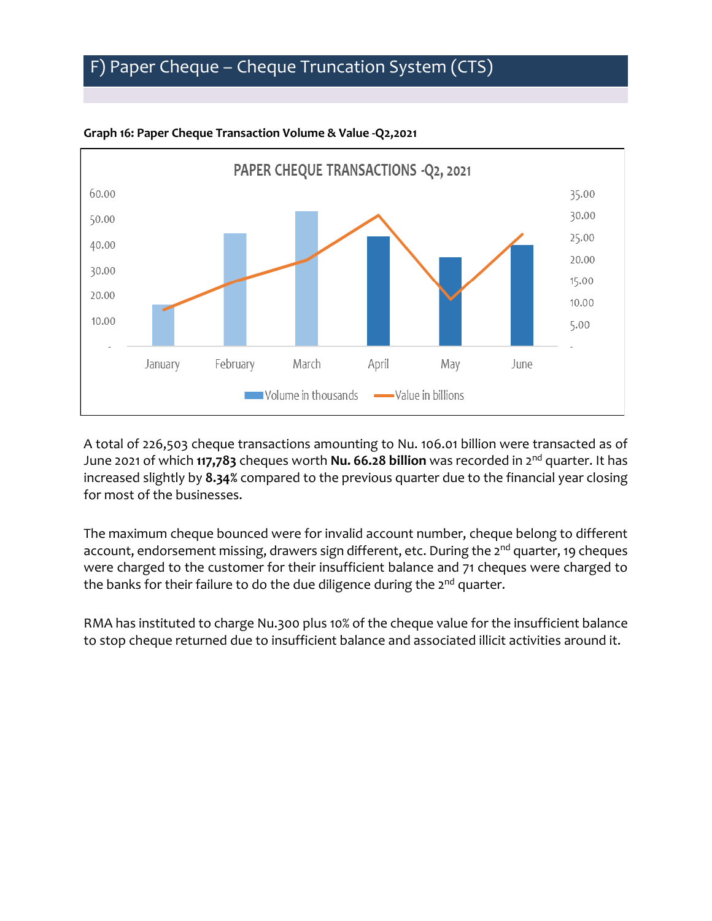## F) Paper Cheque – Cheque Truncation System (CTS)

**Graph 16: Paper Cheque Transaction Volume & Value -Q2,2021**

A total of 226,503 cheque transactions amounting to Nu. 106.01 billion were transacted as of June 2021 of which **117,783** cheques worth **Nu. 66.28 billion** was recorded in 2nd quarter. It has increased slightly by **8.34%** compared to the previous quarter due to the financial year closing for most of the businesses.

The maximum cheque bounced were for invalid account number, cheque belong to different account, endorsement missing, drawers sign different, etc. During the 2nd quarter, 19 cheques were charged to the customer for their insufficient balance and 71 cheques were charged to the banks for their failure to do the due diligence during the 2nd quarter.

RMA has instituted to charge Nu.300 plus 10% of the cheque value for the insufficient balance to stop cheque returned due to insufficient balance and associated illicit activities around it.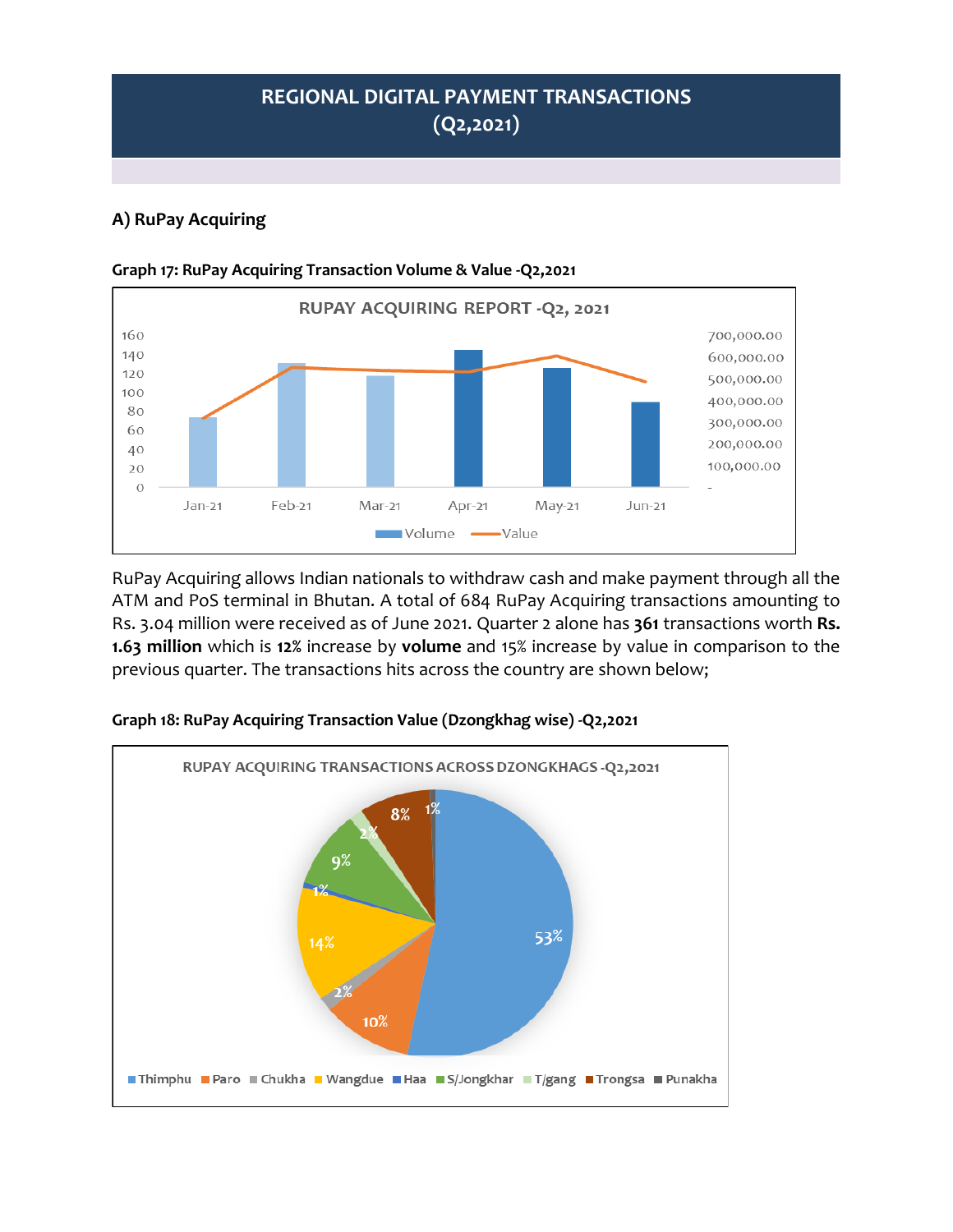# REGIONAL DIGITAL PAYMENT TRANSACTIONS (Q2,2021)

## A) RuPay Acquiring

**Graph 17: RuPay Acquiring Transaction Volume & Value -Q2,2021**

RuPay Acquiring allows Indian nationals to withdraw cash and make payment through all the ATM and PoS terminal in Bhutan. A total of 684 RuPay Acquiring transactions amounting to Rs. 3.04 million were received as of June 2021. Quarter 2 alone has **361** transactions worth **Rs. 1.63 million** which is **12%** increase by **volume** and 15% increase by value in comparison to the previous quarter. The transactions hits across the country are shown below;

**Graph 18: RuPay Acquiring Transaction Value (Dzongkhag wise) -Q2,2021**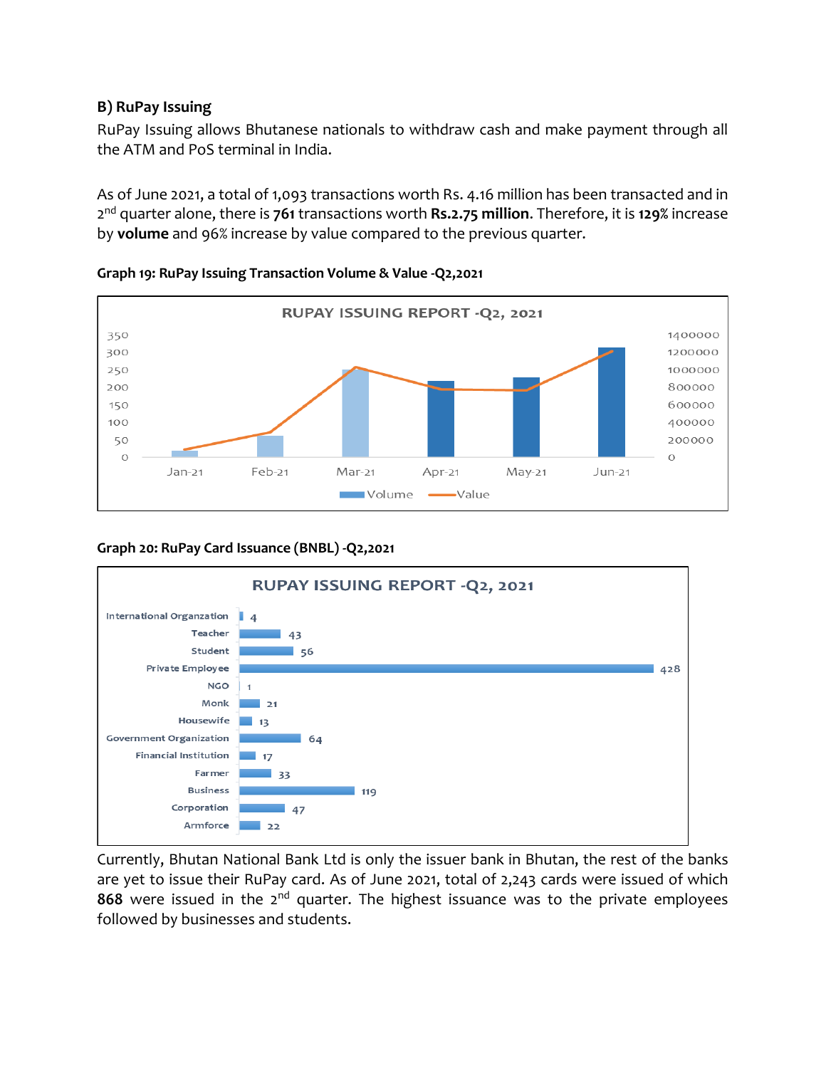## B) RuPay Issuing

RuPay Issuing allows Bhutanese nationals to withdraw cash and make payment through all the ATM and PoS terminal in India.

As of June 2021, a total of 1,093 transactions worth Rs. 4.16 million has been transacted and in 2[nd] quarter alone, there is **761** transactions worth **Rs.2.75 million**. Therefore, it is **129%** increase by **volume** and 96% increase by value compared to the previous quarter.

**Graph 19: RuPay Issuing Transaction Volume & Value -Q2,2021**

**Graph 20: RuPay Card Issuance (BNBL) -Q2,2021**

Currently, Bhutan National Bank Ltd is only the issuer bank in Bhutan, the rest of the banks are yet to issue their RuPay card. As of June 2021, total of 2,243 cards were issued of which **868** were issued in the 2[nd] quarter. The highest issuance was to the private employees followed by businesses and students.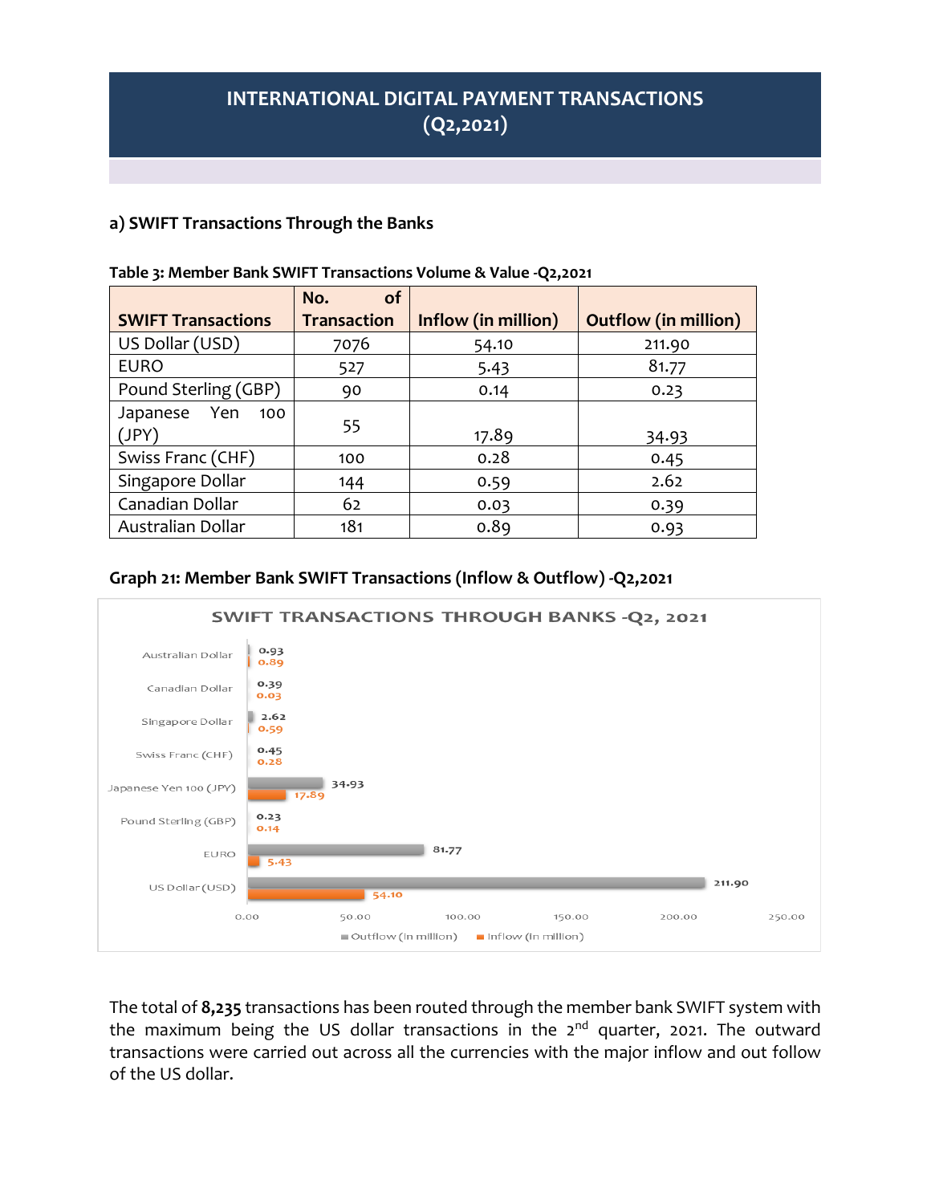# INTERNATIONAL DIGITAL PAYMENT TRANSACTIONS (Q2,2021)

## a) SWIFT Transactions Through the Banks

**Table 3: Member Bank SWIFT Transactions Volume & Value -Q2,2021**

| SWIFT Transactions | No. of Transaction | Inflow (in million) | Outflow (in million) |
|---|---|---|---|
| US Dollar (USD) | 7076 | 54.10 | 211.90 |
| EURO | 527 | 5.43 | 81.77 |
| Pound Sterling (GBP) | 90 | 0.14 | 0.23 |
| Japanese Yen 100 (JPY) | 55 | 17.89 | 34.93 |
| Swiss Franc (CHF) | 100 | 0.28 | 0.45 |
| Singapore Dollar | 144 | 0.59 | 2.62 |
| Canadian Dollar | 62 | 0.03 | 0.39 |
| Australian Dollar | 181 | 0.89 | 0.93 |

**Graph 21: Member Bank SWIFT Transactions (Inflow & Outflow) -Q2,2021**

SWIFT TRANSACTIONS THROUGH BANKS -Q2, 2021

| Currency | Outflow (in million) | Inflow (in million) |
|---|---|---|
| Australian Dollar | 0.93 | 0.89 |
| Canadian Dollar | 0.39 | 0.03 |
| Singapore Dollar | 2.62 | 0.59 |
| Swiss Franc (CHF) | 0.45 | 0.28 |
| Japanese Yen 100 (JPY) | 34.93 | 17.89 |
| Pound Sterling (GBP) | 0.23 | 0.14 |
| EURO | 81.77 | 5.43 |
| US Dollar (USD) | 211.90 | 54.10 |

The total of **8,235** transactions has been routed through the member bank SWIFT system with the maximum being the US dollar transactions in the 2nd quarter, 2021. The outward transactions were carried out across all the currencies with the major inflow and out follow of the US dollar.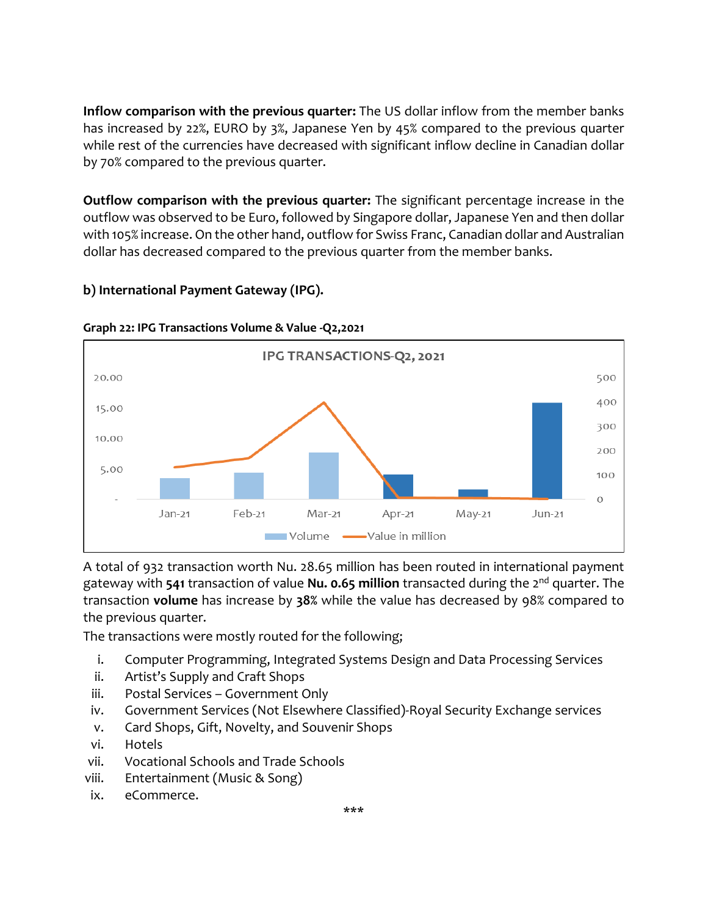**Inflow comparison with the previous quarter:** The US dollar inflow from the member banks has increased by 22%, EURO by 3%, Japanese Yen by 45% compared to the previous quarter while rest of the currencies have decreased with significant inflow decline in Canadian dollar by 70% compared to the previous quarter.

**Outflow comparison with the previous quarter:** The significant percentage increase in the outflow was observed to be Euro, followed by Singapore dollar, Japanese Yen and then dollar with 105% increase. On the other hand, outflow for Swiss Franc, Canadian dollar and Australian dollar has decreased compared to the previous quarter from the member banks.

### b) International Payment Gateway (IPG).

**Graph 22: IPG Transactions Volume & Value -Q2,2021**

IPG TRANSACTIONS-Q2, 2021

20.00
15.00
10.00
5.00
-

500
400
300
200
100
0

Jan-21
Feb-21
Mar-21
Apr-21
May-21
Jun-21

Volume
Value in million

A total of 932 transaction worth Nu. 28.65 million has been routed in international payment gateway with **541** transaction of value **Nu. 0.65 million** transacted during the 2nd quarter. The transaction **volume** has increase by **38**% while the value has decreased by 98% compared to the previous quarter.

The transactions were mostly routed for the following;

i. Computer Programming, Integrated Systems Design and Data Processing Services
ii. Artist's Supply and Craft Shops
iii. Postal Services – Government Only
iv. Government Services (Not Elsewhere Classified)-Royal Security Exchange services
v. Card Shops, Gift, Novelty, and Souvenir Shops
vi. Hotels
vii. Vocational Schools and Trade Schools
viii. Entertainment (Music & Song)
ix. eCommerce.

***